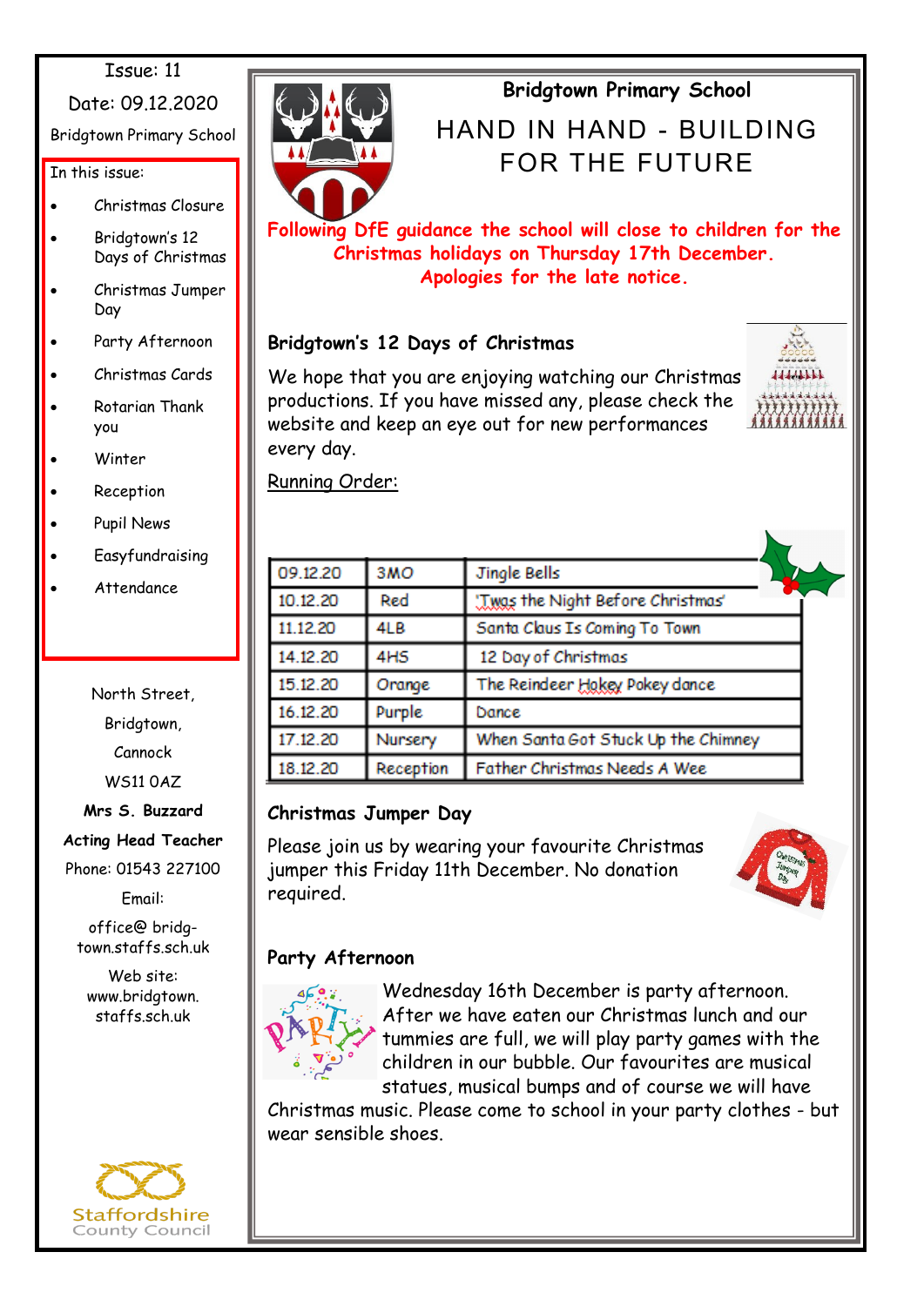Issue: 11

Date: 09.12.2020

Bridgtown Primary School

In this issue:

- Christmas Closure
- Bridgtown's 12 Days of Christmas
- Christmas Jumper Day
- Party Afternoon
- Christmas Cards
- Rotarian Thank you
- Winter
- Reception
- Pupil News
- Easyfundraising
- Attendance

North Street,
Bridgtown,
Cannock
WS11 0AZ

**Mrs S. Buzzard**

**Acting Head Teacher**

Phone: 01543 227100

Email:

office@ bridgtown.staffs.sch.uk

Web site:
www.bridgtown.staffs.sch.uk

Staffordshire County Council

# Bridgtown Primary School

## HAND IN HAND - BUILDING FOR THE FUTURE

**Following DfE guidance the school will close to children for the Christmas holidays on Thursday 17th December. Apologies for the late notice.**

### Bridgtown's 12 Days of Christmas

We hope that you are enjoying watching our Christmas productions. If you have missed any, please check the website and keep an eye out for new performances every day.

Running Order:

| | | |
|---|---|---|
| 09.12.20 | 3MO | Jingle Bells |
| 10.12.20 | Red | 'Twas the Night Before Christmas' |
| 11.12.20 | 4LB | Santa Claus Is Coming To Town |
| 14.12.20 | 4HS | 12 Day of Christmas |
| 15.12.20 | Orange | The Reindeer Hokey Pokey dance |
| 16.12.20 | Purple | Dance |
| 17.12.20 | Nursery | When Santa Got Stuck Up the Chimney |
| 18.12.20 | Reception | Father Christmas Needs A Wee |

### Christmas Jumper Day

Please join us by wearing your favourite Christmas jumper this Friday 11th December. No donation required.

### Party Afternoon

Wednesday 16th December is party afternoon. After we have eaten our Christmas lunch and our tummies are full, we will play party games with the children in our bubble. Our favourites are musical statues, musical bumps and of course we will have Christmas music. Please come to school in your party clothes - but wear sensible shoes.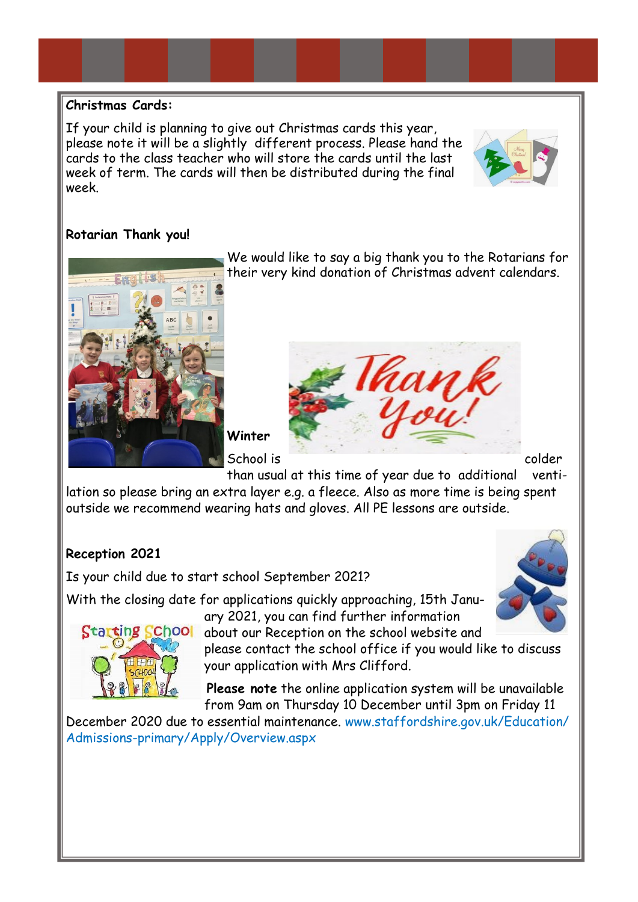**Christmas Cards:**

If your child is planning to give out Christmas cards this year, please note it will be a slightly different process. Please hand the cards to the class teacher who will store the cards until the last week of term. The cards will then be distributed during the final week.

**Rotarian Thank you!**

We would like to say a big thank you to the Rotarians for their very kind donation of Christmas advent calendars.

**Winter**

School is colder than usual at this time of year due to additional ventilation so please bring an extra layer e.g. a fleece. Also as more time is being spent outside we recommend wearing hats and gloves. All PE lessons are outside.

**Reception 2021**

Is your child due to start school September 2021?

With the closing date for applications quickly approaching, 15th January 2021, you can find further information about our Reception on the school website and please contact the school office if you would like to discuss your application with Mrs Clifford.

**Please note** the online application system will be unavailable from 9am on Thursday 10 December until 3pm on Friday 11 December 2020 due to essential maintenance. www.staffordshire.gov.uk/Education/Admissions-primary/Apply/Overview.aspx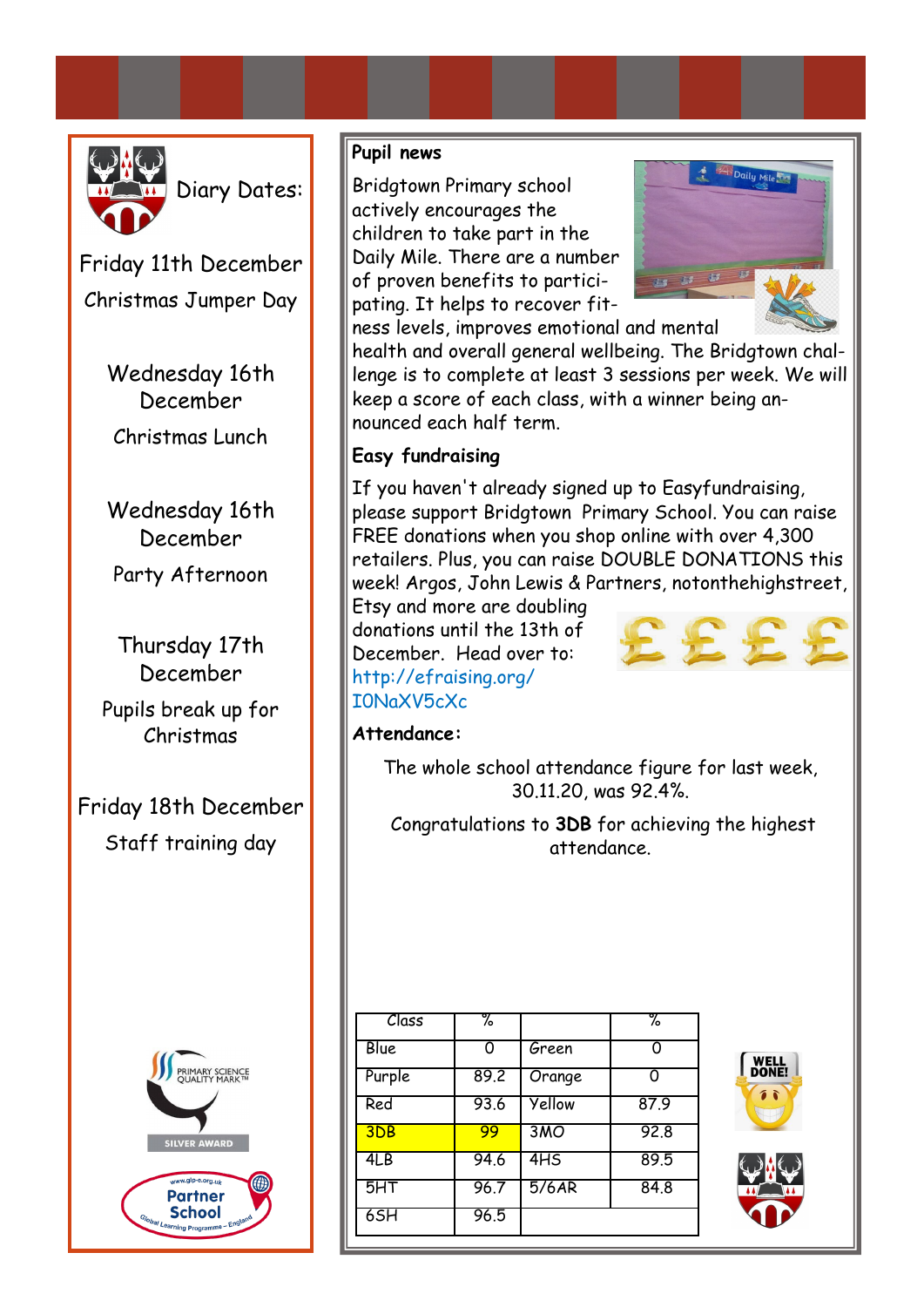## Diary Dates:

Friday 11th December

Christmas Jumper Day

Wednesday 16th December

Christmas Lunch

Wednesday 16th December

Party Afternoon

Thursday 17th December

Pupils break up for Christmas

Friday 18th December

Staff training day

### Pupil news

Bridgtown Primary school actively encourages the children to take part in the Daily Mile. There are a number of proven benefits to participating. It helps to recover fitness levels, improves emotional and mental health and overall general wellbeing. The Bridgtown challenge is to complete at least 3 sessions per week. We will keep a score of each class, with a winner being announced each half term.

### Easy fundraising

If you haven't already signed up to Easyfundraising, please support Bridgtown Primary School. You can raise FREE donations when you shop online with over 4,300 retailers. Plus, you can raise DOUBLE DONATIONS this week! Argos, John Lewis & Partners, notonthehighstreet, Etsy and more are doubling donations until the 13th of December. Head over to: http://efraising.org/I0NaXV5cXc

### Attendance:

The whole school attendance figure for last week, 30.11.20, was 92.4%.

Congratulations to **3DB** for achieving the highest attendance.

| Class | % | | % |
|---|---|---|---|
| Blue | 0 | Green | 0 |
| Purple | 89.2 | Orange | 0 |
| Red | 93.6 | Yellow | 87.9 |
| 3DB | 99 | 3MO | 92.8 |
| 4LB | 94.6 | 4HS | 89.5 |
| 5HT | 96.7 | 5/6AR | 84.8 |
| 6SH | 96.5 | | |